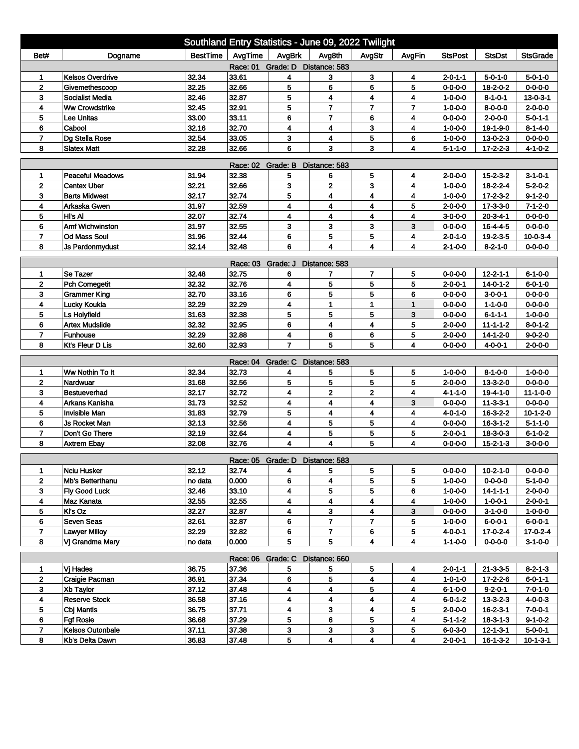# Southland Entry Statistics - June 09, 2022 Twilight

| Bet# | Dogname | BestTime | AvgTime | AvgBrk | Avg8th | AvgStr | AvgFin | StsPost | StsDst | StsGrade |
|---|---|---|---|---|---|---|---|---|---|---|
| | | | Race: 01 Grade: D Distance: 583 | | | | | | | |
| 1 | Kelsos Overdrive | 32.34 | 33.61 | 4 | 3 | 3 | 4 | 2-0-1-1 | 5-0-1-0 | 5-0-1-0 |
| 2 | Givemethescoop | 32.25 | 32.66 | 5 | 6 | 6 | 5 | 0-0-0-0 | 18-2-0-2 | 0-0-0-0 |
| 3 | Socialist Media | 32.46 | 32.87 | 5 | 4 | 4 | 4 | 1-0-0-0 | 8-1-0-1 | 13-0-3-1 |
| 4 | Ww Crowdstrike | 32.45 | 32.91 | 5 | 7 | 7 | 7 | 1-0-0-0 | 8-0-0-0 | 2-0-0-0 |
| 5 | Lee Unitas | 33.00 | 33.11 | 6 | 7 | 6 | 4 | 0-0-0-0 | 2-0-0-0 | 5-0-1-1 |
| 6 | Cabool | 32.16 | 32.70 | 4 | 4 | 3 | 4 | 1-0-0-0 | 19-1-9-0 | 8-1-4-0 |
| 7 | Dg Stella Rose | 32.54 | 33.05 | 3 | 4 | 5 | 6 | 1-0-0-0 | 13-0-2-3 | 0-0-0-0 |
| 8 | Slatex Matt | 32.28 | 32.66 | 6 | 3 | 3 | 4 | 5-1-1-0 | 17-2-2-3 | 4-1-0-2 |
| | | | Race: 02 Grade: B Distance: 583 | | | | | | | |
| 1 | Peaceful Meadows | 31.94 | 32.38 | 5 | 6 | 5 | 4 | 2-0-0-0 | 15-2-3-2 | 3-1-0-1 |
| 2 | Centex Uber | 32.21 | 32.66 | 3 | 2 | 3 | 4 | 1-0-0-0 | 18-2-2-4 | 5-2-0-2 |
| 3 | Barts Midwest | 32.17 | 32.74 | 5 | 4 | 4 | 4 | 1-0-0-0 | 17-2-3-2 | 9-1-2-0 |
| 4 | Arkaska Gwen | 31.97 | 32.59 | 4 | 4 | 4 | 5 | 2-0-0-0 | 17-3-3-0 | 7-1-2-0 |
| 5 | Hl's Al | 32.07 | 32.74 | 4 | 4 | 4 | 4 | 3-0-0-0 | 20-3-4-1 | 0-0-0-0 |
| 6 | Amf Wichwinston | 31.97 | 32.55 | 3 | 3 | 3 | 3 | 0-0-0-0 | 16-4-4-5 | 0-0-0-0 |
| 7 | Od Mass Soul | 31.96 | 32.44 | 6 | 5 | 5 | 4 | 2-0-1-0 | 19-2-3-5 | 10-0-3-4 |
| 8 | Js Pardonmydust | 32.14 | 32.48 | 6 | 4 | 4 | 4 | 2-1-0-0 | 8-2-1-0 | 0-0-0-0 |
| | | | Race: 03 Grade: J Distance: 583 | | | | | | | |
| 1 | Se Tazer | 32.48 | 32.75 | 6 | 7 | 7 | 5 | 0-0-0-0 | 12-2-1-1 | 6-1-0-0 |
| 2 | Pch Comegetit | 32.32 | 32.76 | 4 | 5 | 5 | 5 | 2-0-0-1 | 14-0-1-2 | 6-0-1-0 |
| 3 | Grammer King | 32.70 | 33.16 | 6 | 5 | 5 | 6 | 0-0-0-0 | 3-0-0-1 | 0-0-0-0 |
| 4 | Lucky Koukla | 32.29 | 32.29 | 4 | 1 | 1 | 1 | 0-0-0-0 | 1-1-0-0 | 0-0-0-0 |
| 5 | Ls Holyfield | 31.63 | 32.38 | 5 | 5 | 5 | 3 | 0-0-0-0 | 6-1-1-1 | 1-0-0-0 |
| 6 | Artex Mudslide | 32.32 | 32.95 | 6 | 4 | 4 | 5 | 2-0-0-0 | 11-1-1-2 | 8-0-1-2 |
| 7 | Funhouse | 32.29 | 32.88 | 4 | 6 | 6 | 5 | 2-0-0-0 | 14-1-2-0 | 9-0-2-0 |
| 8 | Kt's Fleur D Lis | 32.60 | 32.93 | 7 | 5 | 5 | 4 | 0-0-0-0 | 4-0-0-1 | 2-0-0-0 |
| | | | Race: 04 Grade: C Distance: 583 | | | | | | | |
| 1 | Ww Nothin To It | 32.34 | 32.73 | 4 | 5 | 5 | 5 | 1-0-0-0 | 8-1-0-0 | 1-0-0-0 |
| 2 | Nardwuar | 31.68 | 32.56 | 5 | 5 | 5 | 5 | 2-0-0-0 | 13-3-2-0 | 0-0-0-0 |
| 3 | Bestueverhad | 32.17 | 32.72 | 4 | 2 | 2 | 4 | 4-1-1-0 | 19-4-1-0 | 11-1-0-0 |
| 4 | Arkans Kanisha | 31.73 | 32.52 | 4 | 4 | 4 | 3 | 0-0-0-0 | 11-3-3-1 | 0-0-0-0 |
| 5 | Invisible Man | 31.83 | 32.79 | 5 | 4 | 4 | 4 | 4-0-1-0 | 16-3-2-2 | 10-1-2-0 |
| 6 | Js Rocket Man | 32.13 | 32.56 | 4 | 5 | 5 | 4 | 0-0-0-0 | 16-3-1-2 | 5-1-1-0 |
| 7 | Don't Go There | 32.19 | 32.64 | 4 | 5 | 5 | 5 | 2-0-0-1 | 18-3-0-3 | 6-1-0-2 |
| 8 | Axtrem Ebay | 32.08 | 32.76 | 4 | 4 | 5 | 4 | 0-0-0-0 | 15-2-1-3 | 3-0-0-0 |
| | | | Race: 05 Grade: D Distance: 583 | | | | | | | |
| 1 | Nciu Husker | 32.12 | 32.74 | 4 | 5 | 5 | 5 | 0-0-0-0 | 10-2-1-0 | 0-0-0-0 |
| 2 | Mb's Betterthanu | no data | 0.000 | 6 | 4 | 5 | 5 | 1-0-0-0 | 0-0-0-0 | 5-1-0-0 |
| 3 | Fly Good Luck | 32.46 | 33.10 | 4 | 5 | 5 | 6 | 1-0-0-0 | 14-1-1-1 | 2-0-0-0 |
| 4 | Maz Kanata | 32.55 | 32.55 | 4 | 4 | 4 | 4 | 1-0-0-0 | 1-0-0-1 | 2-0-0-1 |
| 5 | Kl's Oz | 32.27 | 32.87 | 4 | 3 | 4 | 3 | 0-0-0-0 | 3-1-0-0 | 1-0-0-0 |
| 6 | Seven Seas | 32.61 | 32.87 | 6 | 7 | 7 | 5 | 1-0-0-0 | 6-0-0-1 | 6-0-0-1 |
| 7 | Lawyer Milloy | 32.29 | 32.82 | 6 | 7 | 6 | 5 | 4-0-0-1 | 17-0-2-4 | 17-0-2-4 |
| 8 | Vj Grandma Mary | no data | 0.000 | 5 | 5 | 4 | 4 | 1-1-0-0 | 0-0-0-0 | 3-1-0-0 |
| | | | Race: 06 Grade: C Distance: 660 | | | | | | | |
| 1 | Vj Hades | 36.75 | 37.36 | 5 | 5 | 5 | 4 | 2-0-1-1 | 21-3-3-5 | 8-2-1-3 |
| 2 | Craigie Pacman | 36.91 | 37.34 | 6 | 5 | 4 | 4 | 1-0-1-0 | 17-2-2-6 | 6-0-1-1 |
| 3 | Xb Taylor | 37.12 | 37.48 | 4 | 4 | 5 | 4 | 6-1-0-0 | 9-2-0-1 | 7-0-1-0 |
| 4 | Reserve Stock | 36.58 | 37.16 | 4 | 4 | 4 | 4 | 6-0-1-2 | 13-3-2-3 | 4-0-0-3 |
| 5 | Cbj Mantis | 36.75 | 37.71 | 4 | 3 | 4 | 5 | 2-0-0-0 | 16-2-3-1 | 7-0-0-1 |
| 6 | Fgf Rosie | 36.68 | 37.29 | 5 | 6 | 5 | 4 | 5-1-1-2 | 18-3-1-3 | 9-1-0-2 |
| 7 | Kelsos Outonbale | 37.11 | 37.38 | 3 | 3 | 3 | 5 | 6-0-3-0 | 12-1-3-1 | 5-0-0-1 |
| 8 | Kb's Delta Dawn | 36.83 | 37.48 | 5 | 4 | 4 | 4 | 2-0-0-1 | 16-1-3-2 | 10-1-3-1 |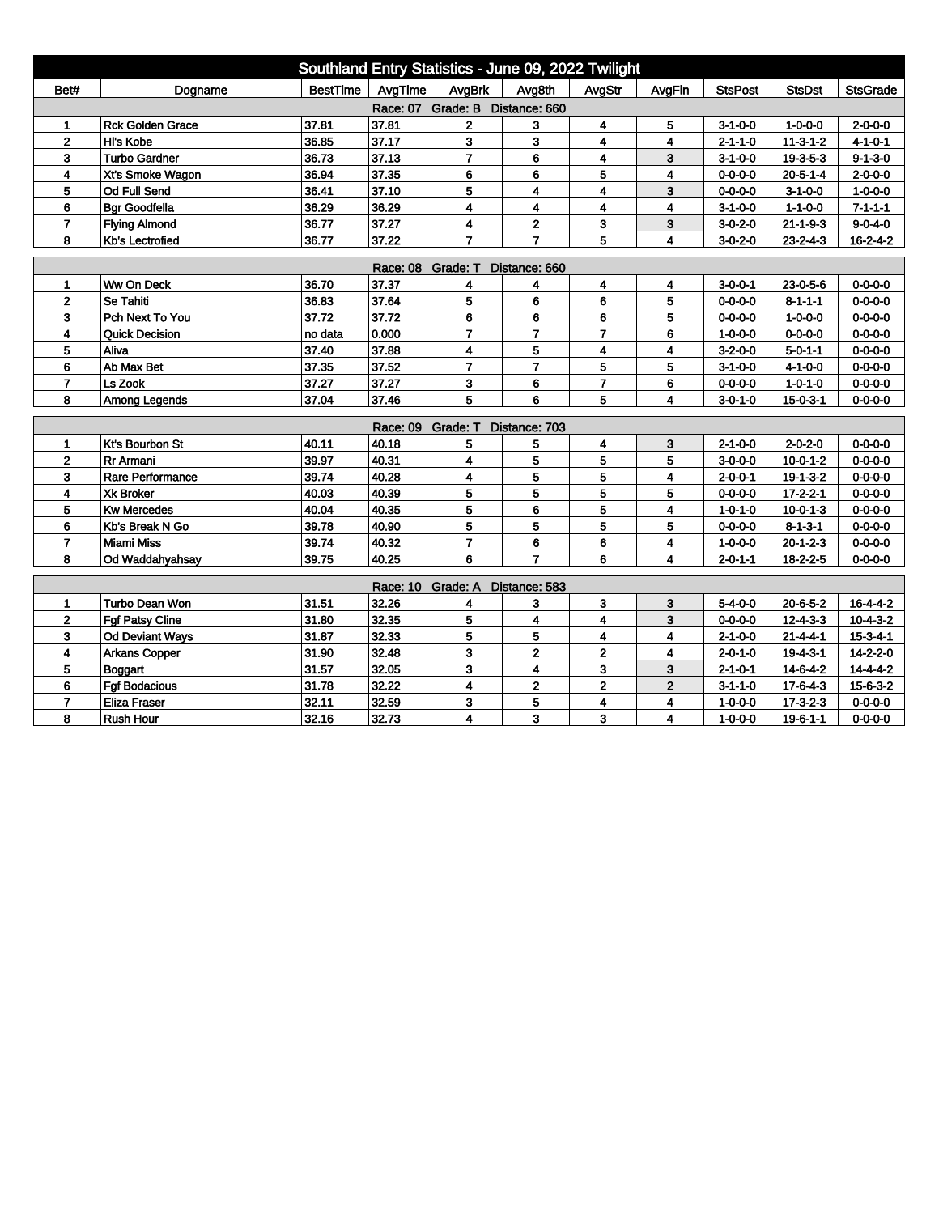# Southland Entry Statistics - June 09, 2022 Twilight

| Bet# | Dogname | BestTime | AvgTime | AvgBrk | Avg8th | AvgStr | AvgFin | StsPost | StsDst | StsGrade |
|---|---|---|---|---|---|---|---|---|---|---|
| Race: 07 Grade: B Distance: 660 | | | | | | | | | | |
| 1 | Rck Golden Grace | 37.81 | 37.81 | 2 | 3 | 4 | 5 | 3-1-0-0 | 1-0-0-0 | 2-0-0-0 |
| 2 | Hl's Kobe | 36.85 | 37.17 | 3 | 3 | 4 | 4 | 2-1-1-0 | 11-3-1-2 | 4-1-0-1 |
| 3 | Turbo Gardner | 36.73 | 37.13 | 7 | 6 | 4 | 3 | 3-1-0-0 | 19-3-5-3 | 9-1-3-0 |
| 4 | Xt's Smoke Wagon | 36.94 | 37.35 | 6 | 6 | 5 | 4 | 0-0-0-0 | 20-5-1-4 | 2-0-0-0 |
| 5 | Od Full Send | 36.41 | 37.10 | 5 | 4 | 4 | 3 | 0-0-0-0 | 3-1-0-0 | 1-0-0-0 |
| 6 | Bgr Goodfella | 36.29 | 36.29 | 4 | 4 | 4 | 4 | 3-1-0-0 | 1-1-0-0 | 7-1-1-1 |
| 7 | Flying Almond | 36.77 | 37.27 | 4 | 2 | 3 | 3 | 3-0-2-0 | 21-1-9-3 | 9-0-4-0 |
| 8 | Kb's Lectrofied | 36.77 | 37.22 | 7 | 7 | 5 | 4 | 3-0-2-0 | 23-2-4-3 | 16-2-4-2 |
| Race: 08 Grade: T Distance: 660 | | | | | | | | | | |
| 1 | Ww On Deck | 36.70 | 37.37 | 4 | 4 | 4 | 4 | 3-0-0-1 | 23-0-5-6 | 0-0-0-0 |
| 2 | Se Tahiti | 36.83 | 37.64 | 5 | 6 | 6 | 5 | 0-0-0-0 | 8-1-1-1 | 0-0-0-0 |
| 3 | Pch Next To You | 37.72 | 37.72 | 6 | 6 | 6 | 5 | 0-0-0-0 | 1-0-0-0 | 0-0-0-0 |
| 4 | Quick Decision | no data | 0.000 | 7 | 7 | 7 | 6 | 1-0-0-0 | 0-0-0-0 | 0-0-0-0 |
| 5 | Aliva | 37.40 | 37.88 | 4 | 5 | 4 | 4 | 3-2-0-0 | 5-0-1-1 | 0-0-0-0 |
| 6 | Ab Max Bet | 37.35 | 37.52 | 7 | 7 | 5 | 5 | 3-1-0-0 | 4-1-0-0 | 0-0-0-0 |
| 7 | Ls Zook | 37.27 | 37.27 | 3 | 6 | 7 | 6 | 0-0-0-0 | 1-0-1-0 | 0-0-0-0 |
| 8 | Among Legends | 37.04 | 37.46 | 5 | 6 | 5 | 4 | 3-0-1-0 | 15-0-3-1 | 0-0-0-0 |
| Race: 09 Grade: T Distance: 703 | | | | | | | | | | |
| 1 | Kt's Bourbon St | 40.11 | 40.18 | 5 | 5 | 4 | 3 | 2-1-0-0 | 2-0-2-0 | 0-0-0-0 |
| 2 | Rr Armani | 39.97 | 40.31 | 4 | 5 | 5 | 5 | 3-0-0-0 | 10-0-1-2 | 0-0-0-0 |
| 3 | Rare Performance | 39.74 | 40.28 | 4 | 5 | 5 | 4 | 2-0-0-1 | 19-1-3-2 | 0-0-0-0 |
| 4 | Xk Broker | 40.03 | 40.39 | 5 | 5 | 5 | 5 | 0-0-0-0 | 17-2-2-1 | 0-0-0-0 |
| 5 | Kw Mercedes | 40.04 | 40.35 | 5 | 6 | 5 | 4 | 1-0-1-0 | 10-0-1-3 | 0-0-0-0 |
| 6 | Kb's Break N Go | 39.78 | 40.90 | 5 | 5 | 5 | 5 | 0-0-0-0 | 8-1-3-1 | 0-0-0-0 |
| 7 | Miami Miss | 39.74 | 40.32 | 7 | 6 | 6 | 4 | 1-0-0-0 | 20-1-2-3 | 0-0-0-0 |
| 8 | Od Waddahyahsay | 39.75 | 40.25 | 6 | 7 | 6 | 4 | 2-0-1-1 | 18-2-2-5 | 0-0-0-0 |
| Race: 10 Grade: A Distance: 583 | | | | | | | | | | |
| 1 | Turbo Dean Won | 31.51 | 32.26 | 4 | 3 | 3 | 3 | 5-4-0-0 | 20-6-5-2 | 16-4-4-2 |
| 2 | Fgf Patsy Cline | 31.80 | 32.35 | 5 | 4 | 4 | 3 | 0-0-0-0 | 12-4-3-3 | 10-4-3-2 |
| 3 | Od Deviant Ways | 31.87 | 32.33 | 5 | 5 | 4 | 4 | 2-1-0-0 | 21-4-4-1 | 15-3-4-1 |
| 4 | Arkans Copper | 31.90 | 32.48 | 3 | 2 | 2 | 4 | 2-0-1-0 | 19-4-3-1 | 14-2-2-0 |
| 5 | Boggart | 31.57 | 32.05 | 3 | 4 | 3 | 3 | 2-1-0-1 | 14-6-4-2 | 14-4-4-2 |
| 6 | Fgf Bodacious | 31.78 | 32.22 | 4 | 2 | 2 | 2 | 3-1-1-0 | 17-6-4-3 | 15-6-3-2 |
| 7 | Eliza Fraser | 32.11 | 32.59 | 3 | 5 | 4 | 4 | 1-0-0-0 | 17-3-2-3 | 0-0-0-0 |
| 8 | Rush Hour | 32.16 | 32.73 | 4 | 3 | 3 | 4 | 1-0-0-0 | 19-6-1-1 | 0-0-0-0 |